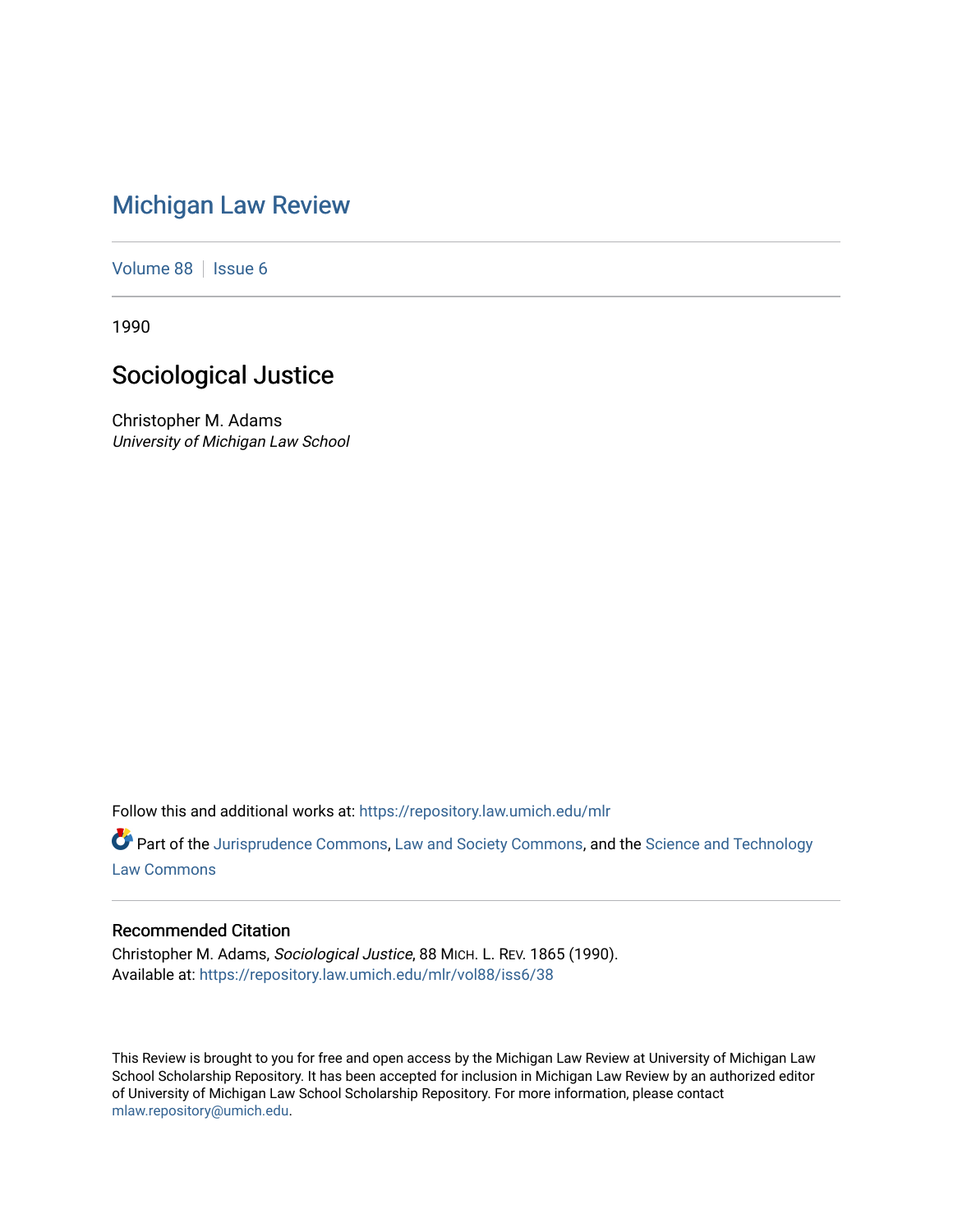# Michigan Law Review

Volume 88 | Issue 6

1990

## Sociological Justice

Christopher M. Adams
*University of Michigan Law School*

Follow this and additional works at: https://repository.law.umich.edu/mlr

Part of the Jurisprudence Commons, Law and Society Commons, and the Science and Technology Law Commons

### Recommended Citation

Christopher M. Adams, *Sociological Justice*, 88 MICH. L. REV. 1865 (1990).
Available at: https://repository.law.umich.edu/mlr/vol88/iss6/38

This Review is brought to you for free and open access by the Michigan Law Review at University of Michigan Law School Scholarship Repository. It has been accepted for inclusion in Michigan Law Review by an authorized editor of University of Michigan Law School Scholarship Repository. For more information, please contact mlaw.repository@umich.edu.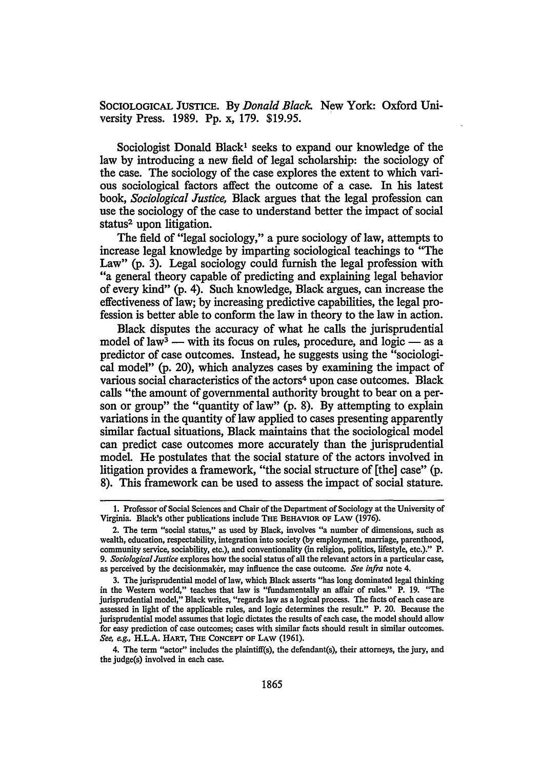SOCIOLOGICAL JUSTICE. By *Donald Black.* New York: Oxford University Press. 1989. Pp. x, 179. $19.95.

Sociologist Donald Black[1] seeks to expand our knowledge of the law by introducing a new field of legal scholarship: the sociology of the case. The sociology of the case explores the extent to which various sociological factors affect the outcome of a case. In his latest book, *Sociological Justice,* Black argues that the legal profession can use the sociology of the case to understand better the impact of social status[2] upon litigation.

The field of "legal sociology," a pure sociology of law, attempts to increase legal knowledge by imparting sociological teachings to "The Law" (p. 3). Legal sociology could furnish the legal profession with "a general theory capable of predicting and explaining legal behavior of every kind" (p. 4). Such knowledge, Black argues, can increase the effectiveness of law; by increasing predictive capabilities, the legal profession is better able to conform the law in theory to the law in action.

Black disputes the accuracy of what he calls the jurisprudential model of law[3] — with its focus on rules, procedure, and logic — as a predictor of case outcomes. Instead, he suggests using the "sociological model" (p. 20), which analyzes cases by examining the impact of various social characteristics of the actors[4] upon case outcomes. Black calls "the amount of governmental authority brought to bear on a person or group" the "quantity of law" (p. 8). By attempting to explain variations in the quantity of law applied to cases presenting apparently similar factual situations, Black maintains that the sociological model can predict case outcomes more accurately than the jurisprudential model. He postulates that the social stature of the actors involved in litigation provides a framework, "the social structure of [the] case" (p. 8). This framework can be used to assess the impact of social stature.

---

1. Professor of Social Sciences and Chair of the Department of Sociology at the University of Virginia. Black's other publications include THE BEHAVIOR OF LAW (1976).

2. The term "social status," as used by Black, involves "a number of dimensions, such as wealth, education, respectability, integration into society (by employment, marriage, parenthood, community service, sociability, etc.), and conventionality (in religion, politics, lifestyle, etc.)." P. 9. *Sociological Justice* explores how the social status of all the relevant actors in a particular case, as perceived by the decisionmaker, may influence the case outcome. *See infra* note 4.

3. The jurisprudential model of law, which Black asserts "has long dominated legal thinking in the Western world," teaches that law is "fundamentally an affair of rules." P. 19. "The jurisprudential model," Black writes, "regards law as a logical process. The facts of each case are assessed in light of the applicable rules, and logic determines the result." P. 20. Because the jurisprudential model assumes that logic dictates the results of each case, the model should allow for easy prediction of case outcomes; cases with similar facts should result in similar outcomes. *See, e.g.,* H.L.A. HART, THE CONCEPT OF LAW (1961).

4. The term "actor" includes the plaintiff(s), the defendant(s), their attorneys, the jury, and the judge(s) involved in each case.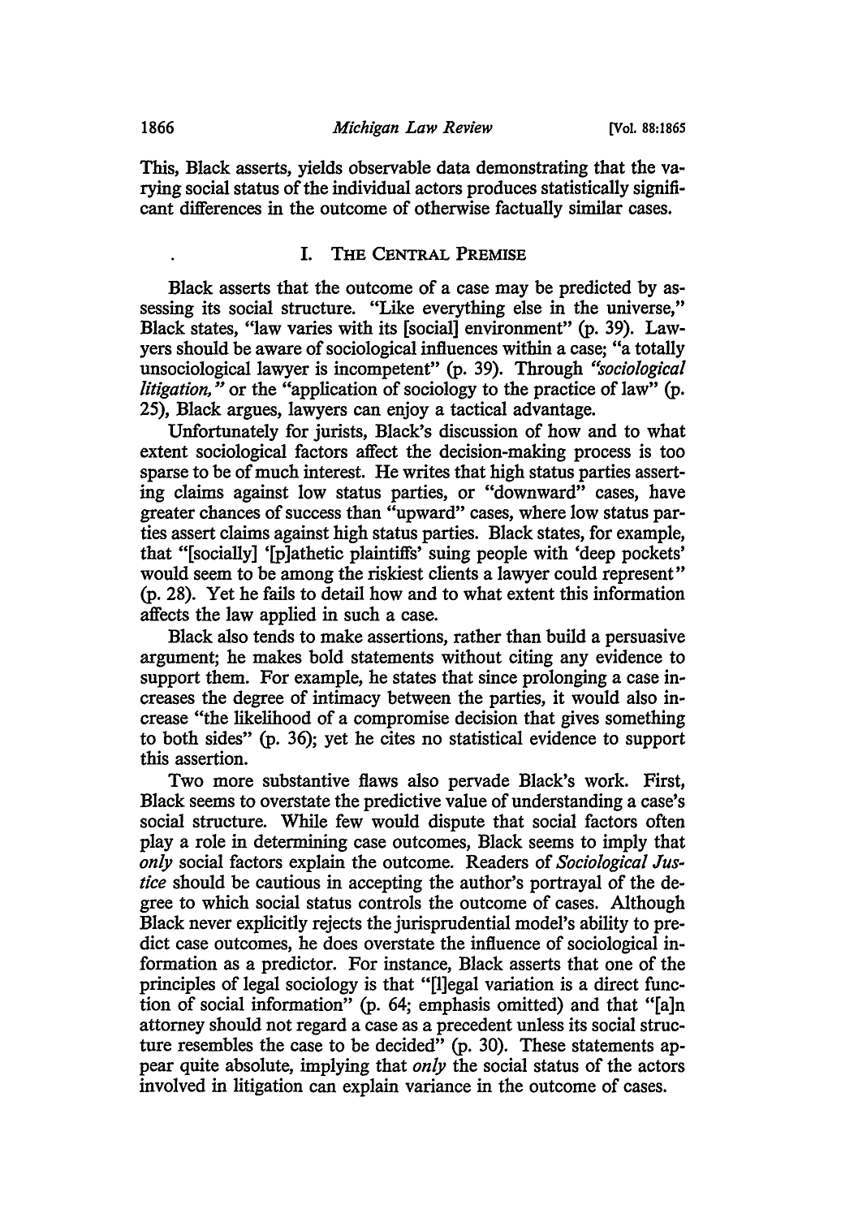This, Black asserts, yields observable data demonstrating that the varying social status of the individual actors produces statistically significant differences in the outcome of otherwise factually similar cases.

## I. The Central Premise

Black asserts that the outcome of a case may be predicted by assessing its social structure. "Like everything else in the universe," Black states, "law varies with its [social] environment" (p. 39). Lawyers should be aware of sociological influences within a case; "a totally unsociological lawyer is incompetent" (p. 39). Through *"sociological litigation,"* or the "application of sociology to the practice of law" (p. 25), Black argues, lawyers can enjoy a tactical advantage.

Unfortunately for jurists, Black's discussion of how and to what extent sociological factors affect the decision-making process is too sparse to be of much interest. He writes that high status parties asserting claims against low status parties, or "downward" cases, have greater chances of success than "upward" cases, where low status parties assert claims against high status parties. Black states, for example, that "[socially] '[p]athetic plaintiffs' suing people with 'deep pockets' would seem to be among the riskiest clients a lawyer could represent" (p. 28). Yet he fails to detail how and to what extent this information affects the law applied in such a case.

Black also tends to make assertions, rather than build a persuasive argument; he makes bold statements without citing any evidence to support them. For example, he states that since prolonging a case increases the degree of intimacy between the parties, it would also increase "the likelihood of a compromise decision that gives something to both sides" (p. 36); yet he cites no statistical evidence to support this assertion.

Two more substantive flaws also pervade Black's work. First, Black seems to overstate the predictive value of understanding a case's social structure. While few would dispute that social factors often play a role in determining case outcomes, Black seems to imply that *only* social factors explain the outcome. Readers of *Sociological Justice* should be cautious in accepting the author's portrayal of the degree to which social status controls the outcome of cases. Although Black never explicitly rejects the jurisprudential model's ability to predict case outcomes, he does overstate the influence of sociological information as a predictor. For instance, Black asserts that one of the principles of legal sociology is that "[l]egal variation is a direct function of social information" (p. 64; emphasis omitted) and that "[a]n attorney should not regard a case as a precedent unless its social structure resembles the case to be decided" (p. 30). These statements appear quite absolute, implying that *only* the social status of the actors involved in litigation can explain variance in the outcome of cases.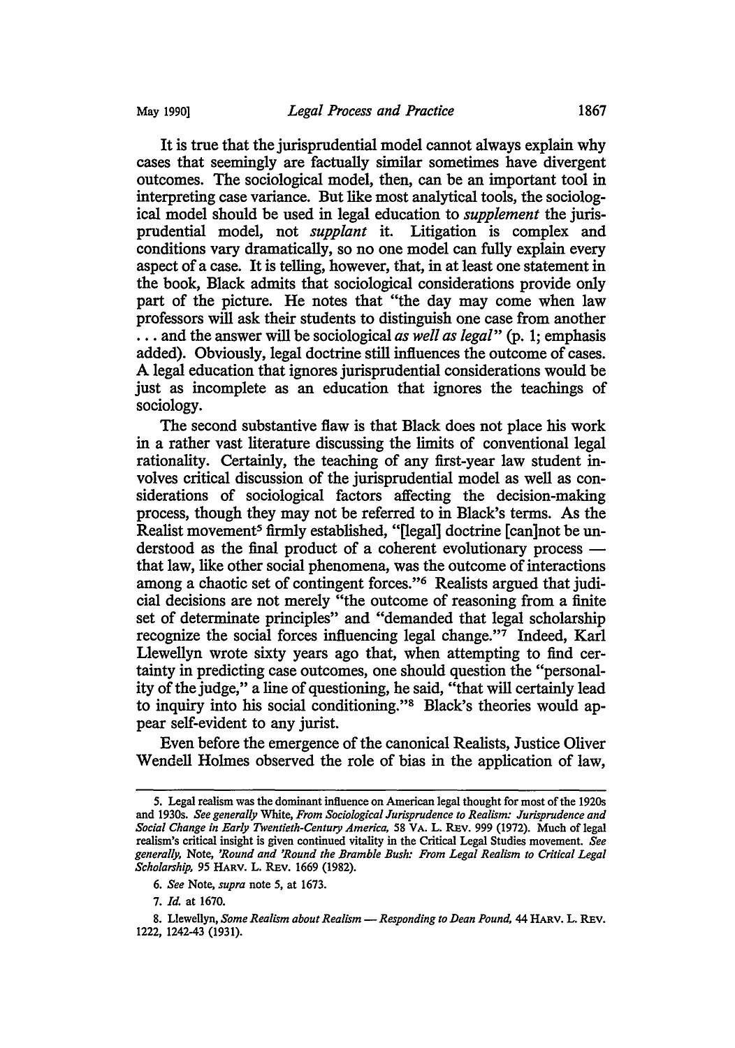It is true that the jurisprudential model cannot always explain why cases that seemingly are factually similar sometimes have divergent outcomes. The sociological model, then, can be an important tool in interpreting case variance. But like most analytical tools, the sociological model should be used in legal education to *supplement* the jurisprudential model, not *supplant* it. Litigation is complex and conditions vary dramatically, so no one model can fully explain every aspect of a case. It is telling, however, that, in at least one statement in the book, Black admits that sociological considerations provide only part of the picture. He notes that "the day may come when law professors will ask their students to distinguish one case from another . . . and the answer will be sociological *as well as legal*" (p. 1; emphasis added). Obviously, legal doctrine still influences the outcome of cases. A legal education that ignores jurisprudential considerations would be just as incomplete as an education that ignores the teachings of sociology.

The second substantive flaw is that Black does not place his work in a rather vast literature discussing the limits of conventional legal rationality. Certainly, the teaching of any first-year law student involves critical discussion of the jurisprudential model as well as considerations of sociological factors affecting the decision-making process, though they may not be referred to in Black's terms. As the Realist movement[5] firmly established, "[legal] doctrine [can]not be understood as the final product of a coherent evolutionary process — that law, like other social phenomena, was the outcome of interactions among a chaotic set of contingent forces."[6] Realists argued that judicial decisions are not merely "the outcome of reasoning from a finite set of determinate principles" and "demanded that legal scholarship recognize the social forces influencing legal change."[7] Indeed, Karl Llewellyn wrote sixty years ago that, when attempting to find certainty in predicting case outcomes, one should question the "personality of the judge," a line of questioning, he said, "that will certainly lead to inquiry into his social conditioning."[8] Black's theories would appear self-evident to any jurist.

Even before the emergence of the canonical Realists, Justice Oliver Wendell Holmes observed the role of bias in the application of law,

---

5. Legal realism was the dominant influence on American legal thought for most of the 1920s and 1930s. *See generally* White, *From Sociological Jurisprudence to Realism: Jurisprudence and Social Change in Early Twentieth-Century America*, 58 VA. L. REV. 999 (1972). Much of legal realism's critical insight is given continued vitality in the Critical Legal Studies movement. *See generally*, Note, *'Round and 'Round the Bramble Bush: From Legal Realism to Critical Legal Scholarship*, 95 HARV. L. REV. 1669 (1982).

6. *See* Note, *supra* note 5, at 1673.

7. *Id.* at 1670.

8. Llewellyn, *Some Realism about Realism — Responding to Dean Pound*, 44 HARV. L. REV. 1222, 1242-43 (1931).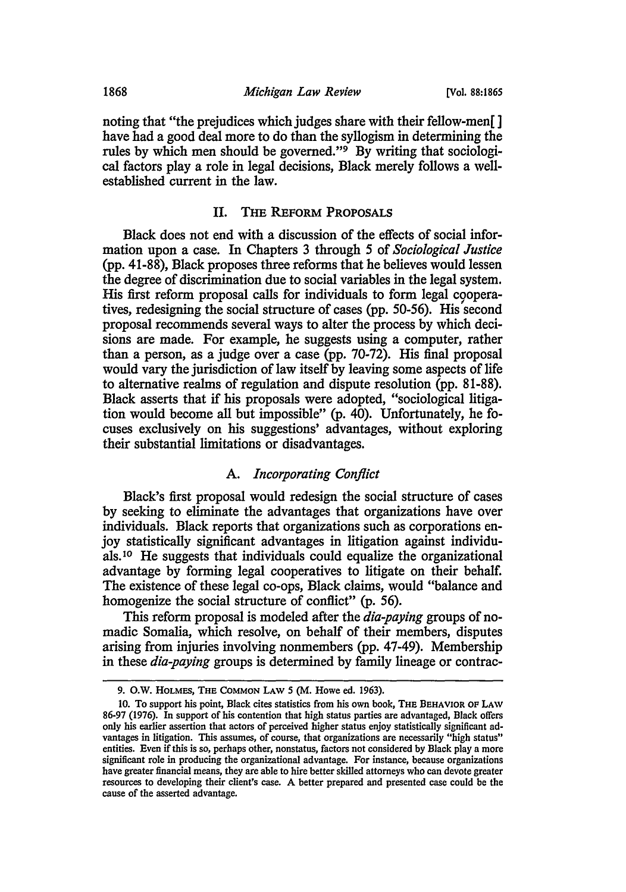noting that "the prejudices which judges share with their fellow-men[ ] have had a good deal more to do than the syllogism in determining the rules by which men should be governed."[9] By writing that sociological factors play a role in legal decisions, Black merely follows a well-established current in the law.

## II. THE REFORM PROPOSALS

Black does not end with a discussion of the effects of social information upon a case. In Chapters 3 through 5 of *Sociological Justice* (pp. 41-88), Black proposes three reforms that he believes would lessen the degree of discrimination due to social variables in the legal system. His first reform proposal calls for individuals to form legal cooperatives, redesigning the social structure of cases (pp. 50-56). His second proposal recommends several ways to alter the process by which decisions are made. For example, he suggests using a computer, rather than a person, as a judge over a case (pp. 70-72). His final proposal would vary the jurisdiction of law itself by leaving some aspects of life to alternative realms of regulation and dispute resolution (pp. 81-88). Black asserts that if his proposals were adopted, "sociological litigation would become all but impossible" (p. 40). Unfortunately, he focuses exclusively on his suggestions' advantages, without exploring their substantial limitations or disadvantages.

### A. *Incorporating Conflict*

Black's first proposal would redesign the social structure of cases by seeking to eliminate the advantages that organizations have over individuals. Black reports that organizations such as corporations enjoy statistically significant advantages in litigation against individuals.[10] He suggests that individuals could equalize the organizational advantage by forming legal cooperatives to litigate on their behalf. The existence of these legal co-ops, Black claims, would "balance and homogenize the social structure of conflict" (p. 56).

This reform proposal is modeled after the *dia-paying* groups of nomadic Somalia, which resolve, on behalf of their members, disputes arising from injuries involving nonmembers (pp. 47-49). Membership in these *dia-paying* groups is determined by family lineage or contrac-

---

9. O.W. HOLMES, THE COMMON LAW 5 (M. Howe ed. 1963).

10. To support his point, Black cites statistics from his own book, THE BEHAVIOR OF LAW 86-97 (1976). In support of his contention that high status parties are advantaged, Black offers only his earlier assertion that actors of perceived higher status enjoy statistically significant advantages in litigation. This assumes, of course, that organizations are necessarily "high status" entities. Even if this is so, perhaps other, nonstatus, factors not considered by Black play a more significant role in producing the organizational advantage. For instance, because organizations have greater financial means, they are able to hire better skilled attorneys who can devote greater resources to developing their client's case. A better prepared and presented case could be the cause of the asserted advantage.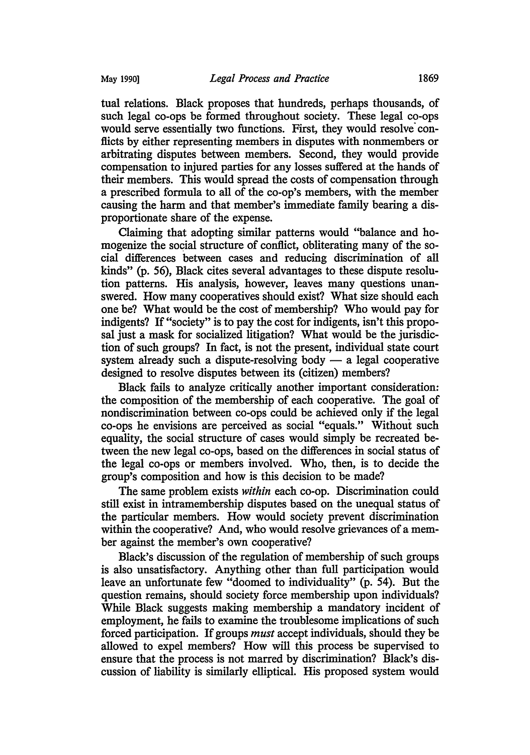tual relations. Black proposes that hundreds, perhaps thousands, of such legal co-ops be formed throughout society. These legal co-ops would serve essentially two functions. First, they would resolve conflicts by either representing members in disputes with nonmembers or arbitrating disputes between members. Second, they would provide compensation to injured parties for any losses suffered at the hands of their members. This would spread the costs of compensation through a prescribed formula to all of the co-op's members, with the member causing the harm and that member's immediate family bearing a disproportionate share of the expense.

Claiming that adopting similar patterns would "balance and homogenize the social structure of conflict, obliterating many of the social differences between cases and reducing discrimination of all kinds" (p. 56), Black cites several advantages to these dispute resolution patterns. His analysis, however, leaves many questions unanswered. How many cooperatives should exist? What size should each one be? What would be the cost of membership? Who would pay for indigents? If "society" is to pay the cost for indigents, isn't this proposal just a mask for socialized litigation? What would be the jurisdiction of such groups? In fact, is not the present, individual state court system already such a dispute-resolving body — a legal cooperative designed to resolve disputes between its (citizen) members?

Black fails to analyze critically another important consideration: the composition of the membership of each cooperative. The goal of nondiscrimination between co-ops could be achieved only if the legal co-ops he envisions are perceived as social "equals." Without such equality, the social structure of cases would simply be recreated between the new legal co-ops, based on the differences in social status of the legal co-ops or members involved. Who, then, is to decide the group's composition and how is this decision to be made?

The same problem exists *within* each co-op. Discrimination could still exist in intramembership disputes based on the unequal status of the particular members. How would society prevent discrimination within the cooperative? And, who would resolve grievances of a member against the member's own cooperative?

Black's discussion of the regulation of membership of such groups is also unsatisfactory. Anything other than full participation would leave an unfortunate few "doomed to individuality" (p. 54). But the question remains, should society force membership upon individuals? While Black suggests making membership a mandatory incident of employment, he fails to examine the troublesome implications of such forced participation. If groups *must* accept individuals, should they be allowed to expel members? How will this process be supervised to ensure that the process is not marred by discrimination? Black's discussion of liability is similarly elliptical. His proposed system would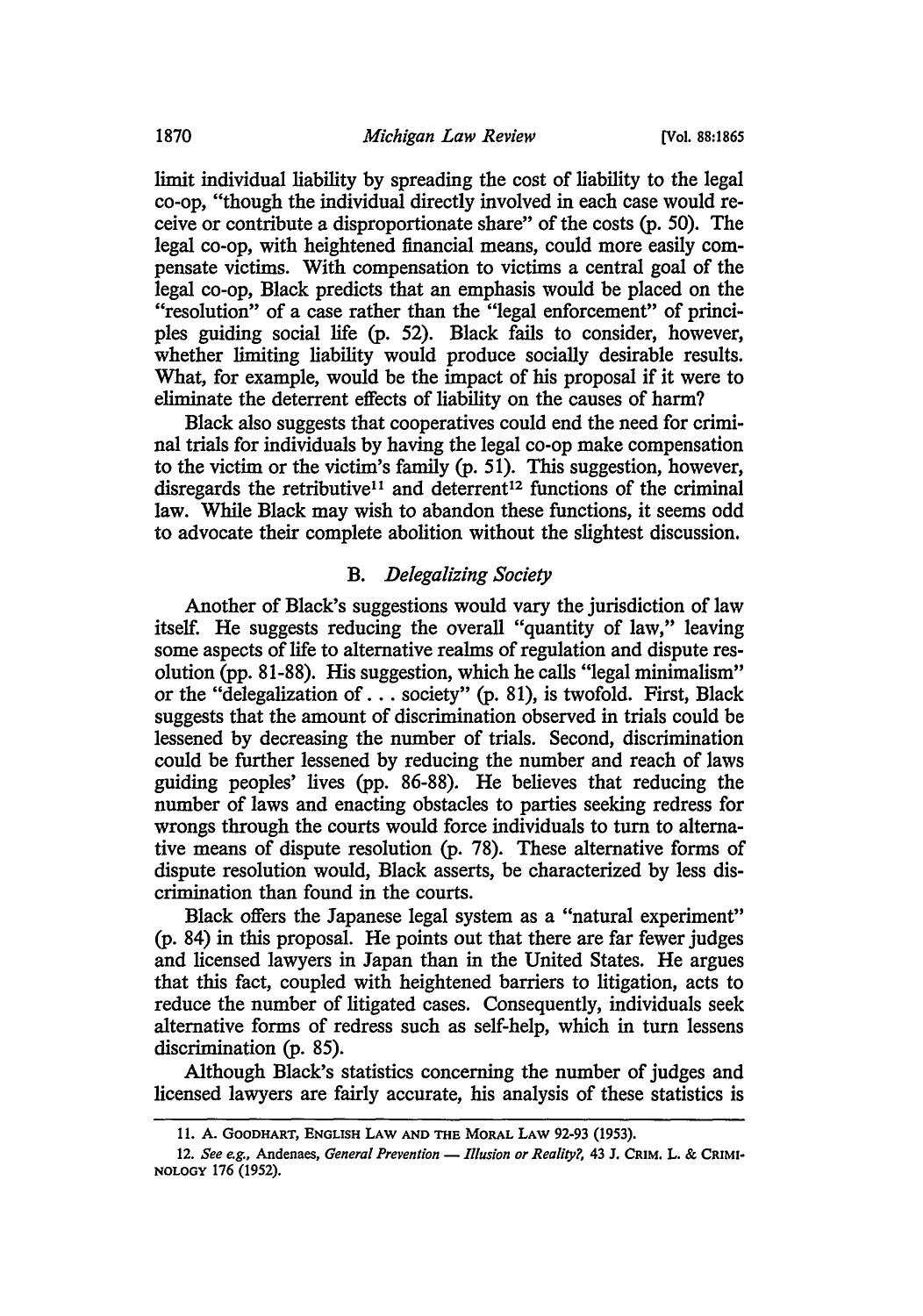limit individual liability by spreading the cost of liability to the legal co-op, "though the individual directly involved in each case would receive or contribute a disproportionate share" of the costs (p. 50). The legal co-op, with heightened financial means, could more easily compensate victims. With compensation to victims a central goal of the legal co-op, Black predicts that an emphasis would be placed on the "resolution" of a case rather than the "legal enforcement" of principles guiding social life (p. 52). Black fails to consider, however, whether limiting liability would produce socially desirable results. What, for example, would be the impact of his proposal if it were to eliminate the deterrent effects of liability on the causes of harm?

Black also suggests that cooperatives could end the need for criminal trials for individuals by having the legal co-op make compensation to the victim or the victim's family (p. 51). This suggestion, however, disregards the retributive[11] and deterrent[12] functions of the criminal law. While Black may wish to abandon these functions, it seems odd to advocate their complete abolition without the slightest discussion.

### B. *Delegalizing Society*

Another of Black's suggestions would vary the jurisdiction of law itself. He suggests reducing the overall "quantity of law," leaving some aspects of life to alternative realms of regulation and dispute resolution (pp. 81-88). His suggestion, which he calls "legal minimalism" or the "delegalization of . . . society" (p. 81), is twofold. First, Black suggests that the amount of discrimination observed in trials could be lessened by decreasing the number of trials. Second, discrimination could be further lessened by reducing the number and reach of laws guiding peoples' lives (pp. 86-88). He believes that reducing the number of laws and enacting obstacles to parties seeking redress for wrongs through the courts would force individuals to turn to alternative means of dispute resolution (p. 78). These alternative forms of dispute resolution would, Black asserts, be characterized by less discrimination than found in the courts.

Black offers the Japanese legal system as a "natural experiment" (p. 84) in this proposal. He points out that there are far fewer judges and licensed lawyers in Japan than in the United States. He argues that this fact, coupled with heightened barriers to litigation, acts to reduce the number of litigated cases. Consequently, individuals seek alternative forms of redress such as self-help, which in turn lessens discrimination (p. 85).

Although Black's statistics concerning the number of judges and licensed lawyers are fairly accurate, his analysis of these statistics is

---

11. A. Goodhart, English Law and the Moral Law 92-93 (1953).

12. *See e.g.*, Andenaes, *General Prevention — Illusion or Reality?*, 43 J. Crim. L. & Criminology 176 (1952).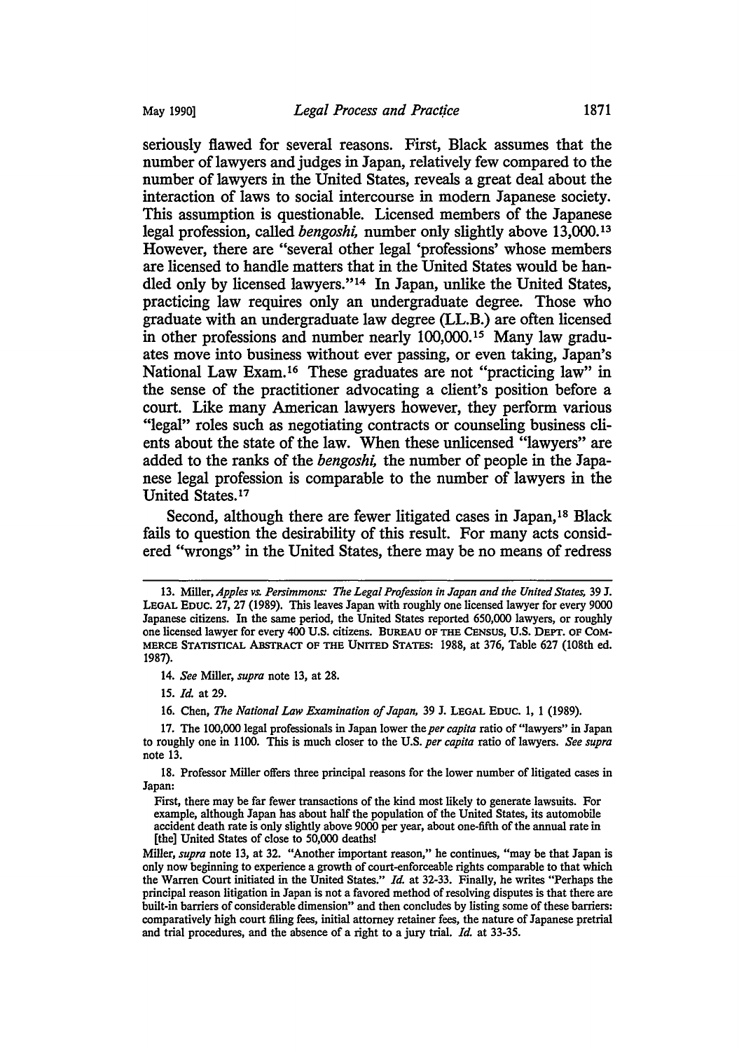seriously flawed for several reasons. First, Black assumes that the number of lawyers and judges in Japan, relatively few compared to the number of lawyers in the United States, reveals a great deal about the interaction of laws to social intercourse in modern Japanese society. This assumption is questionable. Licensed members of the Japanese legal profession, called *bengoshi,* number only slightly above 13,000.[13] However, there are "several other legal 'professions' whose members are licensed to handle matters that in the United States would be handled only by licensed lawyers."[14] In Japan, unlike the United States, practicing law requires only an undergraduate degree. Those who graduate with an undergraduate law degree (LL.B.) are often licensed in other professions and number nearly 100,000.[15] Many law graduates move into business without ever passing, or even taking, Japan's National Law Exam.[16] These graduates are not "practicing law" in the sense of the practitioner advocating a client's position before a court. Like many American lawyers however, they perform various "legal" roles such as negotiating contracts or counseling business clients about the state of the law. When these unlicensed "lawyers" are added to the ranks of the *bengoshi,* the number of people in the Japanese legal profession is comparable to the number of lawyers in the United States.[17]

Second, although there are fewer litigated cases in Japan,[18] Black fails to question the desirability of this result. For many acts considered "wrongs" in the United States, there may be no means of redress

---

13. Miller, *Apples vs. Persimmons: The Legal Profession in Japan and the United States,* 39 J. LEGAL EDUC. 27, 27 (1989). This leaves Japan with roughly one licensed lawyer for every 9000 Japanese citizens. In the same period, the United States reported 650,000 lawyers, or roughly one licensed lawyer for every 400 U.S. citizens. BUREAU OF THE CENSUS, U.S. DEPT. OF COMMERCE STATISTICAL ABSTRACT OF THE UNITED STATES: 1988, at 376, Table 627 (108th ed. 1987).

14. *See* Miller, *supra* note 13, at 28.

15. *Id.* at 29.

16. Chen, *The National Law Examination of Japan,* 39 J. LEGAL EDUC. 1, 1 (1989).

17. The 100,000 legal professionals in Japan lower the *per capita* ratio of "lawyers" in Japan to roughly one in 1100. This is much closer to the U.S. *per capita* ratio of lawyers. *See supra* note 13.

18. Professor Miller offers three principal reasons for the lower number of litigated cases in Japan:

> First, there may be far fewer transactions of the kind most likely to generate lawsuits. For example, although Japan has about half the population of the United States, its automobile accident death rate is only slightly above 9000 per year, about one-fifth of the annual rate in [the] United States of close to 50,000 deaths!

Miller, *supra* note 13, at 32. "Another important reason," he continues, "may be that Japan is only now beginning to experience a growth of court-enforceable rights comparable to that which the Warren Court initiated in the United States." *Id.* at 32-33. Finally, he writes "Perhaps the principal reason litigation in Japan is not a favored method of resolving disputes is that there are built-in barriers of considerable dimension" and then concludes by listing some of these barriers: comparatively high court filing fees, initial attorney retainer fees, the nature of Japanese pretrial and trial procedures, and the absence of a right to a jury trial. *Id.* at 33-35.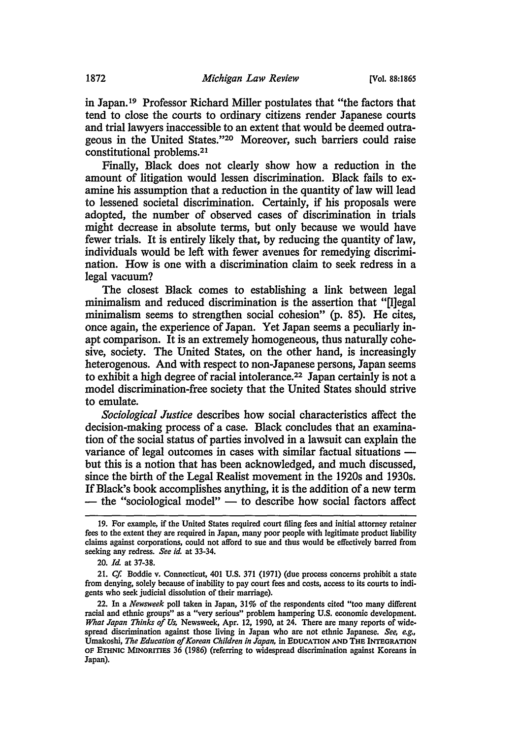in Japan.[19] Professor Richard Miller postulates that "the factors that tend to close the courts to ordinary citizens render Japanese courts and trial lawyers inaccessible to an extent that would be deemed outrageous in the United States."[20] Moreover, such barriers could raise constitutional problems.[21]

Finally, Black does not clearly show how a reduction in the amount of litigation would lessen discrimination. Black fails to examine his assumption that a reduction in the quantity of law will lead to lessened societal discrimination. Certainly, if his proposals were adopted, the number of observed cases of discrimination in trials might decrease in absolute terms, but only because we would have fewer trials. It is entirely likely that, by reducing the quantity of law, individuals would be left with fewer avenues for remedying discrimination. How is one with a discrimination claim to seek redress in a legal vacuum?

The closest Black comes to establishing a link between legal minimalism and reduced discrimination is the assertion that "[l]egal minimalism seems to strengthen social cohesion" (p. 85). He cites, once again, the experience of Japan. Yet Japan seems a peculiarly inapt comparison. It is an extremely homogeneous, thus naturally cohesive, society. The United States, on the other hand, is increasingly heterogenous. And with respect to non-Japanese persons, Japan seems to exhibit a high degree of racial intolerance.[22] Japan certainly is not a model discrimination-free society that the United States should strive to emulate.

*Sociological Justice* describes how social characteristics affect the decision-making process of a case. Black concludes that an examination of the social status of parties involved in a lawsuit can explain the variance of legal outcomes in cases with similar factual situations — but this is a notion that has been acknowledged, and much discussed, since the birth of the Legal Realist movement in the 1920s and 1930s. If Black's book accomplishes anything, it is the addition of a new term — the "sociological model" — to describe how social factors affect

---

19. For example, if the United States required court filing fees and initial attorney retainer fees to the extent they are required in Japan, many poor people with legitimate product liability claims against corporations, could not afford to sue and thus would be effectively barred from seeking any redress. *See id.* at 33-34.

20. *Id.* at 37-38.

21. *Cf.* Boddie v. Connecticut, 401 U.S. 371 (1971) (due process concerns prohibit a state from denying, solely because of inability to pay court fees and costs, access to its courts to indigents who seek judicial dissolution of their marriage).

22. In a *Newsweek* poll taken in Japan, 31% of the respondents cited "too many different racial and ethnic groups" as a "very serious" problem hampering U.S. economic development. *What Japan Thinks of Us,* Newsweek, Apr. 12, 1990, at 24. There are many reports of widespread discrimination against those living in Japan who are not ethnic Japanese. *See, e.g.,* Umakoshi, *The Education of Korean Children in Japan,* in EDUCATION AND THE INTEGRATION OF ETHNIC MINORITIES 36 (1986) (referring to widespread discrimination against Koreans in Japan).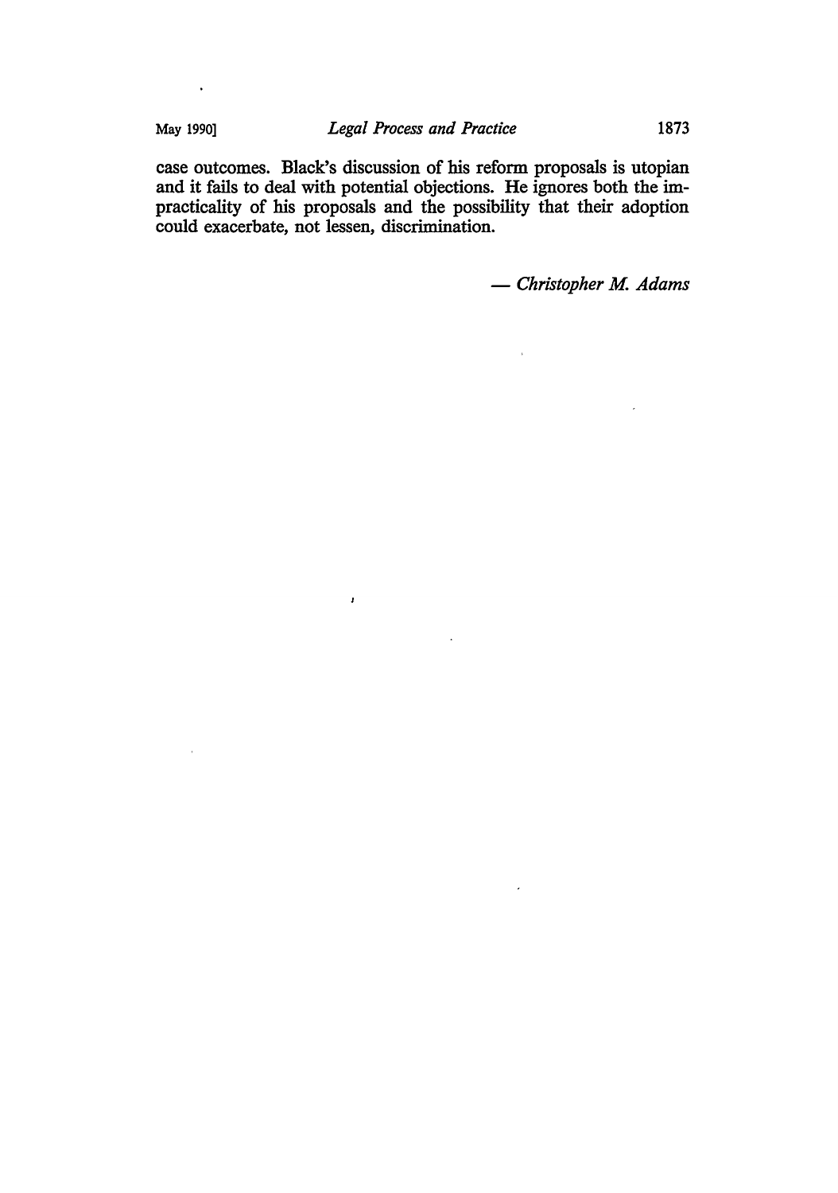case outcomes. Black's discussion of his reform proposals is utopian and it fails to deal with potential objections. He ignores both the impracticality of his proposals and the possibility that their adoption could exacerbate, not lessen, discrimination.

— *Christopher M. Adams*